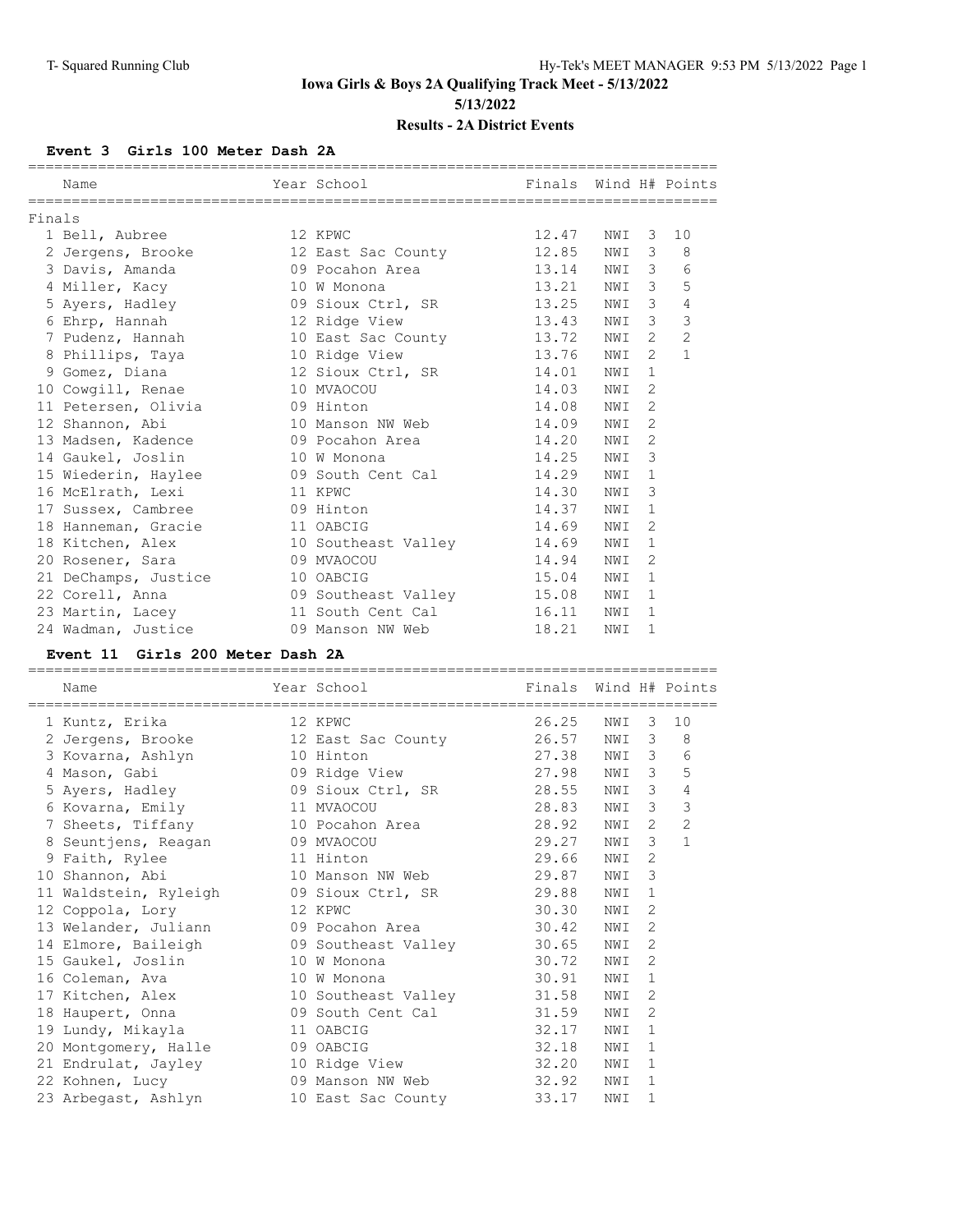# Iowa Girls & Boys 2A Qualifying Track Meet - 5/13/2022

## 5/13/2022

## Results - 2A District Events

### Event 3 Girls 100 Meter Dash 2A

**Finals**

| | Name | Year | School | Finals | Wind | H# | Points |
|---|---|---|---|---|---|---|---|
| 1 | Bell, Aubree | 12 | KPWC | 12.47 | NWI | 3 | 10 |
| 2 | Jergens, Brooke | 12 | East Sac County | 12.85 | NWI | 3 | 8 |
| 3 | Davis, Amanda | 09 | Pocahon Area | 13.14 | NWI | 3 | 6 |
| 4 | Miller, Kacy | 10 | W Monona | 13.21 | NWI | 3 | 5 |
| 5 | Ayers, Hadley | 09 | Sioux Ctrl, SR | 13.25 | NWI | 3 | 4 |
| 6 | Ehrp, Hannah | 12 | Ridge View | 13.43 | NWI | 3 | 3 |
| 7 | Pudenz, Hannah | 10 | East Sac County | 13.72 | NWI | 2 | 2 |
| 8 | Phillips, Taya | 10 | Ridge View | 13.76 | NWI | 2 | 1 |
| 9 | Gomez, Diana | 12 | Sioux Ctrl, SR | 14.01 | NWI | 1 | |
| 10 | Cowgill, Renae | 10 | MVAOCOU | 14.03 | NWI | 2 | |
| 11 | Petersen, Olivia | 09 | Hinton | 14.08 | NWI | 2 | |
| 12 | Shannon, Abi | 10 | Manson NW Web | 14.09 | NWI | 2 | |
| 13 | Madsen, Kadence | 09 | Pocahon Area | 14.20 | NWI | 2 | |
| 14 | Gaukel, Joslin | 10 | W Monona | 14.25 | NWI | 3 | |
| 15 | Wiederin, Haylee | 09 | South Cent Cal | 14.29 | NWI | 1 | |
| 16 | McElrath, Lexi | 11 | KPWC | 14.30 | NWI | 3 | |
| 17 | Sussex, Cambree | 09 | Hinton | 14.37 | NWI | 1 | |
| 18 | Hanneman, Gracie | 11 | OABCIG | 14.69 | NWI | 2 | |
| 18 | Kitchen, Alex | 10 | Southeast Valley | 14.69 | NWI | 1 | |
| 20 | Rosener, Sara | 09 | MVAOCOU | 14.94 | NWI | 2 | |
| 21 | DeChamps, Justice | 10 | OABCIG | 15.04 | NWI | 1 | |
| 22 | Corell, Anna | 09 | Southeast Valley | 15.08 | NWI | 1 | |
| 23 | Martin, Lacey | 11 | South Cent Cal | 16.11 | NWI | 1 | |
| 24 | Wadman, Justice | 09 | Manson NW Web | 18.21 | NWI | 1 | |

### Event 11 Girls 200 Meter Dash 2A

| | Name | Year | School | Finals | Wind | H# | Points |
|---|---|---|---|---|---|---|---|
| 1 | Kuntz, Erika | 12 | KPWC | 26.25 | NWI | 3 | 10 |
| 2 | Jergens, Brooke | 12 | East Sac County | 26.57 | NWI | 3 | 8 |
| 3 | Kovarna, Ashlyn | 10 | Hinton | 27.38 | NWI | 3 | 6 |
| 4 | Mason, Gabi | 09 | Ridge View | 27.98 | NWI | 3 | 5 |
| 5 | Ayers, Hadley | 09 | Sioux Ctrl, SR | 28.55 | NWI | 3 | 4 |
| 6 | Kovarna, Emily | 11 | MVAOCOU | 28.83 | NWI | 3 | 3 |
| 7 | Sheets, Tiffany | 10 | Pocahon Area | 28.92 | NWI | 2 | 2 |
| 8 | Seuntjens, Reagan | 09 | MVAOCOU | 29.27 | NWI | 3 | 1 |
| 9 | Faith, Rylee | 11 | Hinton | 29.66 | NWI | 2 | |
| 10 | Shannon, Abi | 10 | Manson NW Web | 29.87 | NWI | 3 | |
| 11 | Waldstein, Ryleigh | 09 | Sioux Ctrl, SR | 29.88 | NWI | 1 | |
| 12 | Coppola, Lory | 12 | KPWC | 30.30 | NWI | 2 | |
| 13 | Welander, Juliann | 09 | Pocahon Area | 30.42 | NWI | 2 | |
| 14 | Elmore, Baileigh | 09 | Southeast Valley | 30.65 | NWI | 2 | |
| 15 | Gaukel, Joslin | 10 | W Monona | 30.72 | NWI | 2 | |
| 16 | Coleman, Ava | 10 | W Monona | 30.91 | NWI | 1 | |
| 17 | Kitchen, Alex | 10 | Southeast Valley | 31.58 | NWI | 2 | |
| 18 | Haupert, Onna | 09 | South Cent Cal | 31.59 | NWI | 2 | |
| 19 | Lundy, Mikayla | 11 | OABCIG | 32.17 | NWI | 1 | |
| 20 | Montgomery, Halle | 09 | OABCIG | 32.18 | NWI | 1 | |
| 21 | Endrulat, Jayley | 10 | Ridge View | 32.20 | NWI | 1 | |
| 22 | Kohnen, Lucy | 09 | Manson NW Web | 32.92 | NWI | 1 | |
| 23 | Arbegast, Ashlyn | 10 | East Sac County | 33.17 | NWI | 1 | |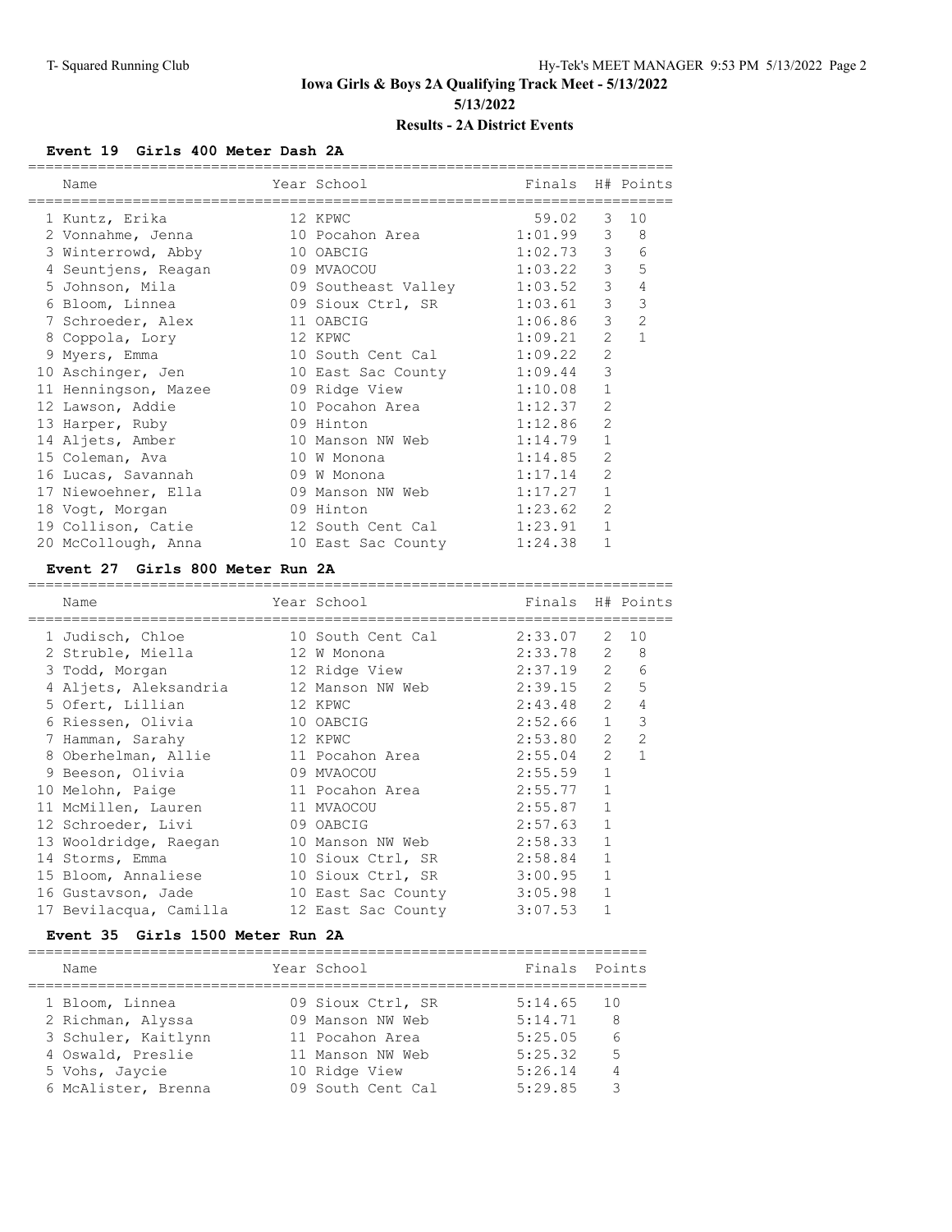# Iowa Girls & Boys 2A Qualifying Track Meet - 5/13/2022

5/13/2022

## Results - 2A District Events

### Event 19 Girls 400 Meter Dash 2A

| | Name | Year | School | Finals | H# | Points |
|---|---|---|---|---|---|---|
| 1 | Kuntz, Erika | 12 | KPWC | 59.02 | 3 | 10 |
| 2 | Vonnahme, Jenna | 10 | Pocahon Area | 1:01.99 | 3 | 8 |
| 3 | Winterrowd, Abby | 10 | OABCIG | 1:02.73 | 3 | 6 |
| 4 | Seuntjens, Reagan | 09 | MVAOCOU | 1:03.22 | 3 | 5 |
| 5 | Johnson, Mila | 09 | Southeast Valley | 1:03.52 | 3 | 4 |
| 6 | Bloom, Linnea | 09 | Sioux Ctrl, SR | 1:03.61 | 3 | 3 |
| 7 | Schroeder, Alex | 11 | OABCIG | 1:06.86 | 3 | 2 |
| 8 | Coppola, Lory | 12 | KPWC | 1:09.21 | 2 | 1 |
| 9 | Myers, Emma | 10 | South Cent Cal | 1:09.22 | 2 | |
| 10 | Aschinger, Jen | 10 | East Sac County | 1:09.44 | 3 | |
| 11 | Henningson, Mazee | 09 | Ridge View | 1:10.08 | 1 | |
| 12 | Lawson, Addie | 10 | Pocahon Area | 1:12.37 | 2 | |
| 13 | Harper, Ruby | 09 | Hinton | 1:12.86 | 2 | |
| 14 | Aljets, Amber | 10 | Manson NW Web | 1:14.79 | 1 | |
| 15 | Coleman, Ava | 10 | W Monona | 1:14.85 | 2 | |
| 16 | Lucas, Savannah | 09 | W Monona | 1:17.14 | 2 | |
| 17 | Niewoehner, Ella | 09 | Manson NW Web | 1:17.27 | 1 | |
| 18 | Vogt, Morgan | 09 | Hinton | 1:23.62 | 2 | |
| 19 | Collison, Catie | 12 | South Cent Cal | 1:23.91 | 1 | |
| 20 | McCollough, Anna | 10 | East Sac County | 1:24.38 | 1 | |

### Event 27 Girls 800 Meter Run 2A

| | Name | Year | School | Finals | H# | Points |
|---|---|---|---|---|---|---|
| 1 | Judisch, Chloe | 10 | South Cent Cal | 2:33.07 | 2 | 10 |
| 2 | Struble, Miella | 12 | W Monona | 2:33.78 | 2 | 8 |
| 3 | Todd, Morgan | 12 | Ridge View | 2:37.19 | 2 | 6 |
| 4 | Aljets, Aleksandria | 12 | Manson NW Web | 2:39.15 | 2 | 5 |
| 5 | Ofert, Lillian | 12 | KPWC | 2:43.48 | 2 | 4 |
| 6 | Riessen, Olivia | 10 | OABCIG | 2:52.66 | 1 | 3 |
| 7 | Hamman, Sarahy | 12 | KPWC | 2:53.80 | 2 | 2 |
| 8 | Oberhelman, Allie | 11 | Pocahon Area | 2:55.04 | 2 | 1 |
| 9 | Beeson, Olivia | 09 | MVAOCOU | 2:55.59 | 1 | |
| 10 | Melohn, Paige | 11 | Pocahon Area | 2:55.77 | 1 | |
| 11 | McMillen, Lauren | 11 | MVAOCOU | 2:55.87 | 1 | |
| 12 | Schroeder, Livi | 09 | OABCIG | 2:57.63 | 1 | |
| 13 | Wooldridge, Raegan | 10 | Manson NW Web | 2:58.33 | 1 | |
| 14 | Storms, Emma | 10 | Sioux Ctrl, SR | 2:58.84 | 1 | |
| 15 | Bloom, Annaliese | 10 | Sioux Ctrl, SR | 3:00.95 | 1 | |
| 16 | Gustavson, Jade | 10 | East Sac County | 3:05.98 | 1 | |
| 17 | Bevilacqua, Camilla | 12 | East Sac County | 3:07.53 | 1 | |

### Event 35 Girls 1500 Meter Run 2A

| | Name | Year | School | Finals | Points |
|---|---|---|---|---|---|
| 1 | Bloom, Linnea | 09 | Sioux Ctrl, SR | 5:14.65 | 10 |
| 2 | Richman, Alyssa | 09 | Manson NW Web | 5:14.71 | 8 |
| 3 | Schuler, Kaitlynn | 11 | Pocahon Area | 5:25.05 | 6 |
| 4 | Oswald, Preslie | 11 | Manson NW Web | 5:25.32 | 5 |
| 5 | Vohs, Jaycie | 10 | Ridge View | 5:26.14 | 4 |
| 6 | McAlister, Brenna | 09 | South Cent Cal | 5:29.85 | 3 |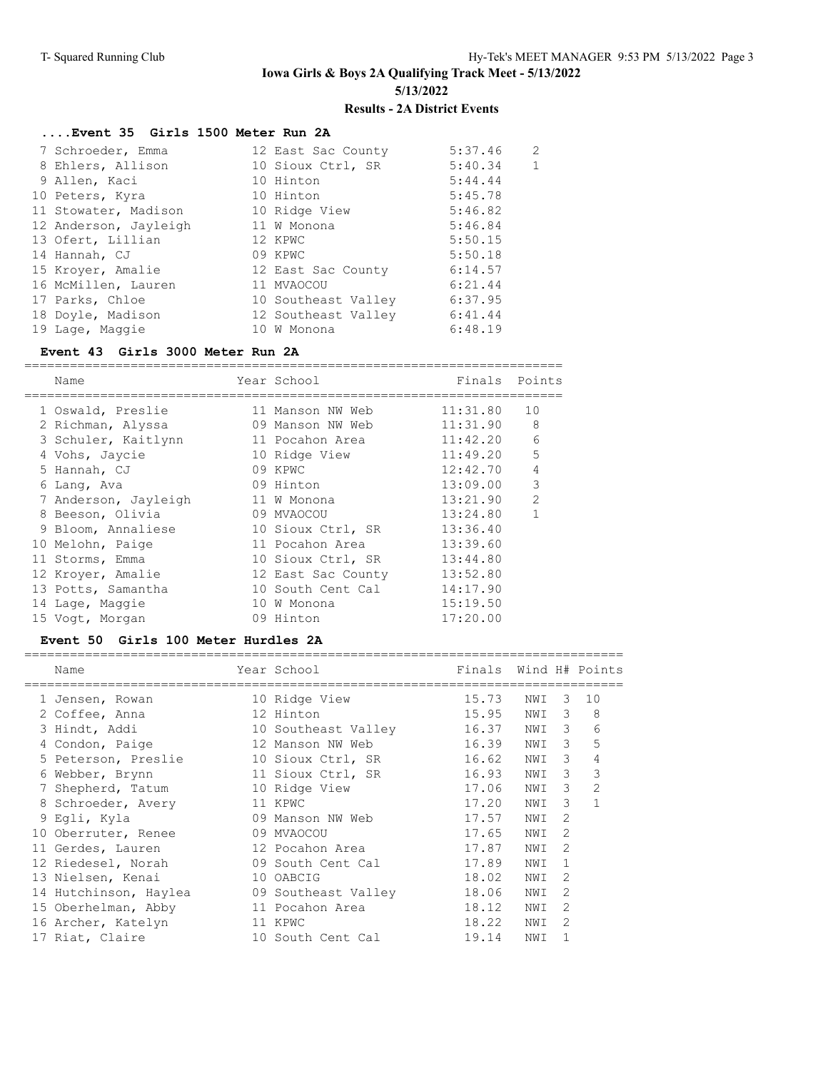# Iowa Girls & Boys 2A Qualifying Track Meet - 5/13/2022

**5/13/2022**

**Results - 2A District Events**

### ....Event 35 Girls 1500 Meter Run 2A

| Place | Name | Year | School | Finals | Points |
|---|---|---|---|---|---|
| 7 | Schroeder, Emma | 12 | East Sac County | 5:37.46 | 2 |
| 8 | Ehlers, Allison | 10 | Sioux Ctrl, SR | 5:40.34 | 1 |
| 9 | Allen, Kaci | 10 | Hinton | 5:44.44 | |
| 10 | Peters, Kyra | 10 | Hinton | 5:45.78 | |
| 11 | Stowater, Madison | 10 | Ridge View | 5:46.82 | |
| 12 | Anderson, Jayleigh | 11 | W Monona | 5:46.84 | |
| 13 | Ofert, Lillian | 12 | KPWC | 5:50.15 | |
| 14 | Hannah, CJ | 09 | KPWC | 5:50.18 | |
| 15 | Kroyer, Amalie | 12 | East Sac County | 6:14.57 | |
| 16 | McMillen, Lauren | 11 | MVAOCOU | 6:21.44 | |
| 17 | Parks, Chloe | 10 | Southeast Valley | 6:37.95 | |
| 18 | Doyle, Madison | 12 | Southeast Valley | 6:41.44 | |
| 19 | Lage, Maggie | 10 | W Monona | 6:48.19 | |

### Event 43 Girls 3000 Meter Run 2A

| Place | Name | Year | School | Finals | Points |
|---|---|---|---|---|---|
| 1 | Oswald, Preslie | 11 | Manson NW Web | 11:31.80 | 10 |
| 2 | Richman, Alyssa | 09 | Manson NW Web | 11:31.90 | 8 |
| 3 | Schuler, Kaitlynn | 11 | Pocahon Area | 11:42.20 | 6 |
| 4 | Vohs, Jaycie | 10 | Ridge View | 11:49.20 | 5 |
| 5 | Hannah, CJ | 09 | KPWC | 12:42.70 | 4 |
| 6 | Lang, Ava | 09 | Hinton | 13:09.00 | 3 |
| 7 | Anderson, Jayleigh | 11 | W Monona | 13:21.90 | 2 |
| 8 | Beeson, Olivia | 09 | MVAOCOU | 13:24.80 | 1 |
| 9 | Bloom, Annaliese | 10 | Sioux Ctrl, SR | 13:36.40 | |
| 10 | Melohn, Paige | 11 | Pocahon Area | 13:39.60 | |
| 11 | Storms, Emma | 10 | Sioux Ctrl, SR | 13:44.80 | |
| 12 | Kroyer, Amalie | 12 | East Sac County | 13:52.80 | |
| 13 | Potts, Samantha | 10 | South Cent Cal | 14:17.90 | |
| 14 | Lage, Maggie | 10 | W Monona | 15:19.50 | |
| 15 | Vogt, Morgan | 09 | Hinton | 17:20.00 | |

### Event 50 Girls 100 Meter Hurdles 2A

| Place | Name | Year | School | Finals | Wind | H# | Points |
|---|---|---|---|---|---|---|---|
| 1 | Jensen, Rowan | 10 | Ridge View | 15.73 | NWI | 3 | 10 |
| 2 | Coffee, Anna | 12 | Hinton | 15.95 | NWI | 3 | 8 |
| 3 | Hindt, Addi | 10 | Southeast Valley | 16.37 | NWI | 3 | 6 |
| 4 | Condon, Paige | 12 | Manson NW Web | 16.39 | NWI | 3 | 5 |
| 5 | Peterson, Preslie | 10 | Sioux Ctrl, SR | 16.62 | NWI | 3 | 4 |
| 6 | Webber, Brynn | 11 | Sioux Ctrl, SR | 16.93 | NWI | 3 | 3 |
| 7 | Shepherd, Tatum | 10 | Ridge View | 17.06 | NWI | 3 | 2 |
| 8 | Schroeder, Avery | 11 | KPWC | 17.20 | NWI | 3 | 1 |
| 9 | Egli, Kyla | 09 | Manson NW Web | 17.57 | NWI | 2 | |
| 10 | Oberruter, Renee | 09 | MVAOCOU | 17.65 | NWI | 2 | |
| 11 | Gerdes, Lauren | 12 | Pocahon Area | 17.87 | NWI | 2 | |
| 12 | Riedesel, Norah | 09 | South Cent Cal | 17.89 | NWI | 1 | |
| 13 | Nielsen, Kenai | 10 | OABCIG | 18.02 | NWI | 2 | |
| 14 | Hutchinson, Haylea | 09 | Southeast Valley | 18.06 | NWI | 2 | |
| 15 | Oberhelman, Abby | 11 | Pocahon Area | 18.12 | NWI | 2 | |
| 16 | Archer, Katelyn | 11 | KPWC | 18.22 | NWI | 2 | |
| 17 | Riat, Claire | 10 | South Cent Cal | 19.14 | NWI | 1 | |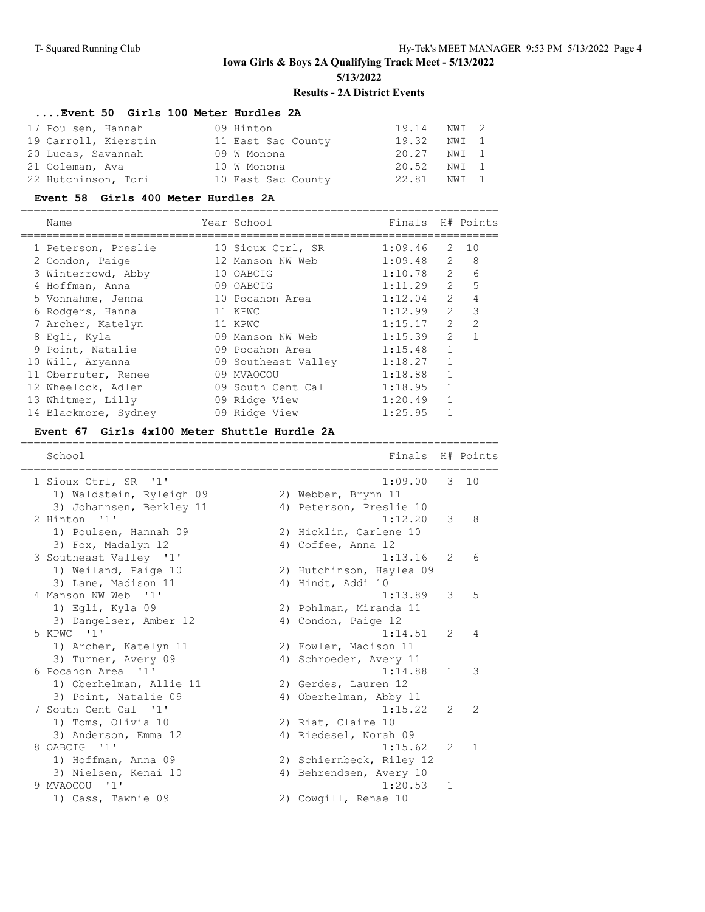# Iowa Girls & Boys 2A Qualifying Track Meet - 5/13/2022

5/13/2022

## Results - 2A District Events

### ....Event 50 Girls 100 Meter Hurdles 2A

| Place | Name | Year | School | Finals | H# |
|---|---|---|---|---|---|
| 17 | Poulsen, Hannah | 09 | Hinton | 19.14 | NWI 2 |
| 19 | Carroll, Kierstin | 11 | East Sac County | 19.32 | NWI 1 |
| 20 | Lucas, Savannah | 09 | W Monona | 20.27 | NWI 1 |
| 21 | Coleman, Ava | 10 | W Monona | 20.52 | NWI 1 |
| 22 | Hutchinson, Tori | 10 | East Sac County | 22.81 | NWI 1 |

### Event 58 Girls 400 Meter Hurdles 2A

| Place | Name | Year | School | Finals | H# | Points |
|---|---|---|---|---|---|---|
| 1 | Peterson, Preslie | 10 | Sioux Ctrl, SR | 1:09.46 | 2 | 10 |
| 2 | Condon, Paige | 12 | Manson NW Web | 1:09.48 | 2 | 8 |
| 3 | Winterrowd, Abby | 10 | OABCIG | 1:10.78 | 2 | 6 |
| 4 | Hoffman, Anna | 09 | OABCIG | 1:11.29 | 2 | 5 |
| 5 | Vonnahme, Jenna | 10 | Pocahon Area | 1:12.04 | 2 | 4 |
| 6 | Rodgers, Hanna | 11 | KPWC | 1:12.99 | 2 | 3 |
| 7 | Archer, Katelyn | 11 | KPWC | 1:15.17 | 2 | 2 |
| 8 | Egli, Kyla | 09 | Manson NW Web | 1:15.39 | 2 | 1 |
| 9 | Point, Natalie | 09 | Pocahon Area | 1:15.48 | 1 | |
| 10 | Will, Aryanna | 09 | Southeast Valley | 1:18.27 | 1 | |
| 11 | Oberruter, Renee | 09 | MVAOCOU | 1:18.88 | 1 | |
| 12 | Wheelock, Adlen | 09 | South Cent Cal | 1:18.95 | 1 | |
| 13 | Whitmer, Lilly | 09 | Ridge View | 1:20.49 | 1 | |
| 14 | Blackmore, Sydney | 09 | Ridge View | 1:25.95 | 1 | |

### Event 67 Girls 4x100 Meter Shuttle Hurdle 2A

| Place | School | Finals | H# | Points |
|---|---|---|---|---|
| 1 | Sioux Ctrl, SR '1' | 1:09.00 | 3 | 10 |
| | 1) Waldstein, Ryleigh 09; 2) Webber, Brynn 11; 3) Johannsen, Berkley 11; 4) Peterson, Preslie 10 | | | |
| 2 | Hinton '1' | 1:12.20 | 3 | 8 |
| | 1) Poulsen, Hannah 09; 2) Hicklin, Carlene 10; 3) Fox, Madalyn 12; 4) Coffee, Anna 12 | | | |
| 3 | Southeast Valley '1' | 1:13.16 | 2 | 6 |
| | 1) Weiland, Paige 10; 2) Hutchinson, Haylea 09; 3) Lane, Madison 11; 4) Hindt, Addi 10 | | | |
| 4 | Manson NW Web '1' | 1:13.89 | 3 | 5 |
| | 1) Egli, Kyla 09; 2) Pohlman, Miranda 11; 3) Dangelser, Amber 12; 4) Condon, Paige 12 | | | |
| 5 | KPWC '1' | 1:14.51 | 2 | 4 |
| | 1) Archer, Katelyn 11; 2) Fowler, Madison 11; 3) Turner, Avery 09; 4) Schroeder, Avery 11 | | | |
| 6 | Pocahon Area '1' | 1:14.88 | 1 | 3 |
| | 1) Oberhelman, Allie 11; 2) Gerdes, Lauren 12; 3) Point, Natalie 09; 4) Oberhelman, Abby 11 | | | |
| 7 | South Cent Cal '1' | 1:15.22 | 2 | 2 |
| | 1) Toms, Olivia 10; 2) Riat, Claire 10; 3) Anderson, Emma 12; 4) Riedesel, Norah 09 | | | |
| 8 | OABCIG '1' | 1:15.62 | 2 | 1 |
| | 1) Hoffman, Anna 09; 2) Schiernbeck, Riley 12; 3) Nielsen, Kenai 10; 4) Behrendsen, Avery 10 | | | |
| 9 | MVAOCOU '1' | 1:20.53 | 1 | |
| | 1) Cass, Tawnie 09; 2) Cowgill, Renae 10 | | | |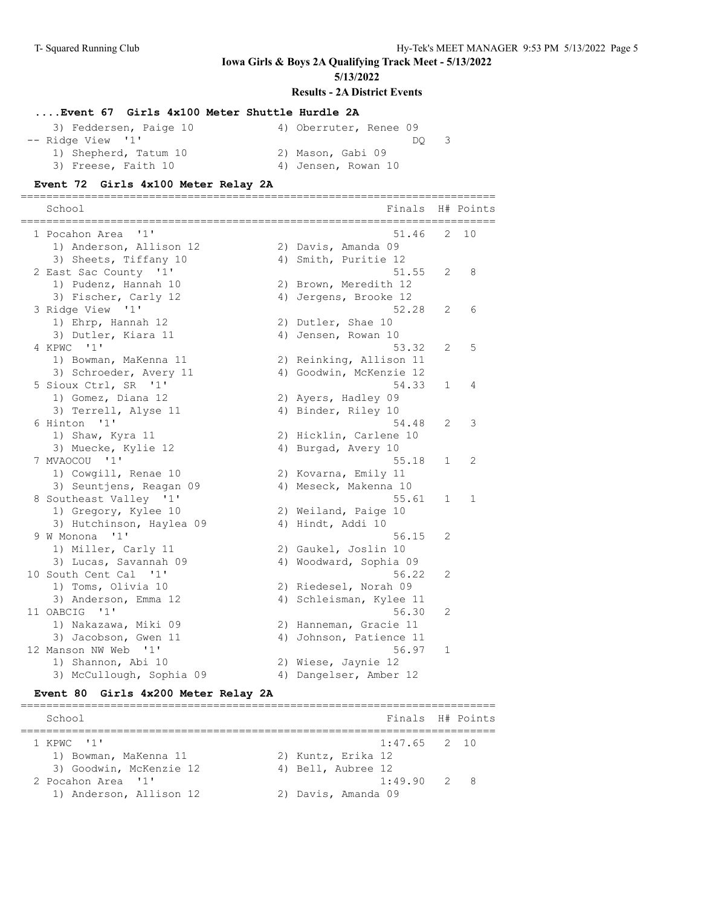**Iowa Girls & Boys 2A Qualifying Track Meet - 5/13/2022**

**5/13/2022**

**Results - 2A District Events**

### ....Event 67 Girls 4x100 Meter Shuttle Hurdle 2A

```
    3) Feddersen, Paige 10            4) Oberruter, Renee 09
 -- Ridge View  '1'                                     DQ   3
    1) Shepherd, Tatum 10             2) Mason, Gabi 09
    3) Freese, Faith 10               4) Jensen, Rowan 10
```

### Event 72 Girls 4x100 Meter Relay 2A

```
=========================================================================
    School                                            Finals  H# Points
=========================================================================
  1 Pocahon Area  '1'                                  51.46   2  10
     1) Anderson, Allison 12           2) Davis, Amanda 09
     3) Sheets, Tiffany 10             4) Smith, Puritie 12
  2 East Sac County  '1'                               51.55   2   8
     1) Pudenz, Hannah 10              2) Brown, Meredith 12
     3) Fischer, Carly 12              4) Jergens, Brooke 12
  3 Ridge View  '1'                                    52.28   2   6
     1) Ehrp, Hannah 12                2) Dutler, Shae 10
     3) Dutler, Kiara 11               4) Jensen, Rowan 10
  4 KPWC  '1'                                          53.32   2   5
     1) Bowman, MaKenna 11             2) Reinking, Allison 11
     3) Schroeder, Avery 11            4) Goodwin, McKenzie 12
  5 Sioux Ctrl, SR  '1'                                54.33   1   4
     1) Gomez, Diana 12                2) Ayers, Hadley 09
     3) Terrell, Alyse 11              4) Binder, Riley 10
  6 Hinton  '1'                                        54.48   2   3
     1) Shaw, Kyra 11                  2) Hicklin, Carlene 10
     3) Muecke, Kylie 12               4) Burgad, Avery 10
  7 MVAOCOU  '1'                                       55.18   1   2
     1) Cowgill, Renae 10              2) Kovarna, Emily 11
     3) Seuntjens, Reagan 09           4) Meseck, Makenna 10
  8 Southeast Valley  '1'                              55.61   1   1
     1) Gregory, Kylee 10              2) Weiland, Paige 10
     3) Hutchinson, Haylea 09          4) Hindt, Addi 10
  9 W Monona  '1'                                      56.15   2
     1) Miller, Carly 11               2) Gaukel, Joslin 10
     3) Lucas, Savannah 09             4) Woodward, Sophia 09
 10 South Cent Cal  '1'                                56.22   2
     1) Toms, Olivia 10                2) Riedesel, Norah 09
     3) Anderson, Emma 12              4) Schleisman, Kylee 11
 11 OABCIG  '1'                                        56.30   2
     1) Nakazawa, Miki 09              2) Hanneman, Gracie 11
     3) Jacobson, Gwen 11              4) Johnson, Patience 11
 12 Manson NW Web  '1'                                 56.97   1
     1) Shannon, Abi 10                2) Wiese, Jaynie 12
     3) McCullough, Sophia 09          4) Dangelser, Amber 12
```

### Event 80 Girls 4x200 Meter Relay 2A

```
=========================================================================
    School                                            Finals  H# Points
=========================================================================
  1 KPWC  '1'                                        1:47.65   2  10
     1) Bowman, MaKenna 11             2) Kuntz, Erika 12
     3) Goodwin, McKenzie 12           4) Bell, Aubree 12
  2 Pocahon Area  '1'                                1:49.90   2   8
     1) Anderson, Allison 12           2) Davis, Amanda 09
```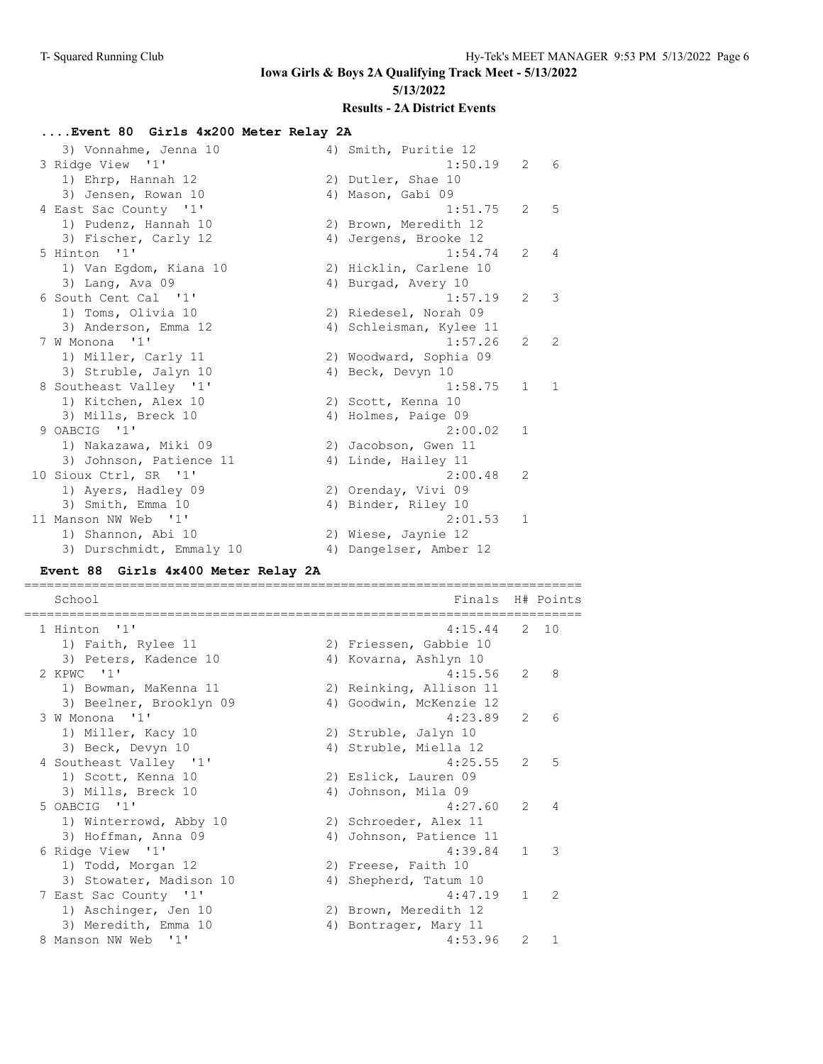**Iowa Girls & Boys 2A Qualifying Track Meet - 5/13/2022**

**5/13/2022**

**Results - 2A District Events**

### ....Event 80 Girls 4x200 Meter Relay 2A

```
   3) Vonnahme, Jenna 10              4) Smith, Puritie 12
 3 Ridge View  '1'                                1:50.19   2   6
   1) Ehrp, Hannah 12                 2) Dutler, Shae 10
   3) Jensen, Rowan 10                4) Mason, Gabi 09
 4 East Sac County  '1'                           1:51.75   2   5
   1) Pudenz, Hannah 10               2) Brown, Meredith 12
   3) Fischer, Carly 12               4) Jergens, Brooke 12
 5 Hinton  '1'                                    1:54.74   2   4
   1) Van Egdom, Kiana 10             2) Hicklin, Carlene 10
   3) Lang, Ava 09                    4) Burgad, Avery 10
 6 South Cent Cal  '1'                            1:57.19   2   3
   1) Toms, Olivia 10                 2) Riedesel, Norah 09
   3) Anderson, Emma 12               4) Schleisman, Kylee 11
 7 W Monona  '1'                                  1:57.26   2   2
   1) Miller, Carly 11                2) Woodward, Sophia 09
   3) Struble, Jalyn 10               4) Beck, Devyn 10
 8 Southeast Valley  '1'                          1:58.75   1   1
   1) Kitchen, Alex 10                2) Scott, Kenna 10
   3) Mills, Breck 10                 4) Holmes, Paige 09
 9 OABCIG  '1'                                    2:00.02   1
   1) Nakazawa, Miki 09               2) Jacobson, Gwen 11
   3) Johnson, Patience 11            4) Linde, Hailey 11
10 Sioux Ctrl, SR  '1'                            2:00.48   2
   1) Ayers, Hadley 09                2) Orenday, Vivi 09
   3) Smith, Emma 10                  4) Binder, Riley 10
11 Manson NW Web  '1'                              2:01.53   1
   1) Shannon, Abi 10                 2) Wiese, Jaynie 12
   3) Durschmidt, Emmaly 10           4) Dangelser, Amber 12
```

### Event 88 Girls 4x400 Meter Relay 2A

```
==========================================================================
   School                                         Finals  H# Points
==========================================================================
 1 Hinton  '1'                                    4:15.44   2  10
   1) Faith, Rylee 11                 2) Friessen, Gabbie 10
   3) Peters, Kadence 10              4) Kovarna, Ashlyn 10
 2 KPWC  '1'                                      4:15.56   2   8
   1) Bowman, MaKenna 11              2) Reinking, Allison 11
   3) Beelner, Brooklyn 09            4) Goodwin, McKenzie 12
 3 W Monona  '1'                                  4:23.89   2   6
   1) Miller, Kacy 10                 2) Struble, Jalyn 10
   3) Beck, Devyn 10                  4) Struble, Miella 12
 4 Southeast Valley  '1'                          4:25.55   2   5
   1) Scott, Kenna 10                 2) Eslick, Lauren 09
   3) Mills, Breck 10                 4) Johnson, Mila 09
 5 OABCIG  '1'                                    4:27.60   2   4
   1) Winterrowd, Abby 10             2) Schroeder, Alex 11
   3) Hoffman, Anna 09                4) Johnson, Patience 11
 6 Ridge View  '1'                                4:39.84   1   3
   1) Todd, Morgan 12                 2) Freese, Faith 10
   3) Stowater, Madison 10            4) Shepherd, Tatum 10
 7 East Sac County  '1'                           4:47.19   1   2
   1) Aschinger, Jen 10               2) Brown, Meredith 12
   3) Meredith, Emma 10               4) Bontrager, Mary 11
 8 Manson NW Web  '1'                             4:53.96   2   1
```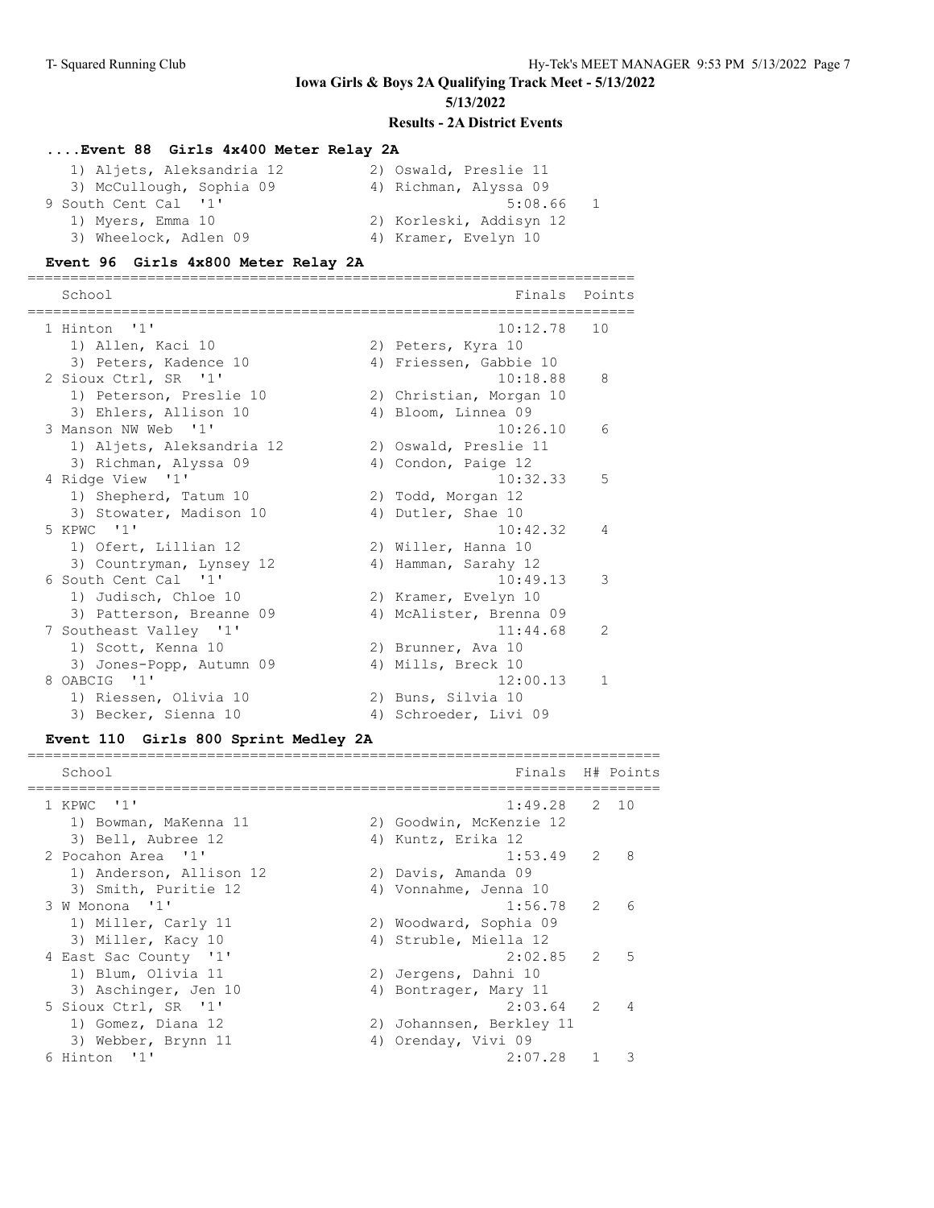Iowa Girls & Boys 2A Qualifying Track Meet - 5/13/2022

5/13/2022

**Results - 2A District Events**

### ....Event 88 Girls 4x400 Meter Relay 2A

```
   1) Aljets, Aleksandria 12          2) Oswald, Preslie 11
   3) McCullough, Sophia 09           4) Richman, Alyssa 09
9 South Cent Cal  '1'                              5:08.66   1
   1) Myers, Emma 10                  2) Korleski, Addisyn 12
   3) Wheelock, Adlen 09              4) Kramer, Evelyn 10
```

### Event 96 Girls 4x800 Meter Relay 2A

```
=======================================================================
    School                                          Finals  Points
=======================================================================
  1 Hinton  '1'                                   10:12.78   10
     1) Allen, Kaci 10                  2) Peters, Kyra 10
     3) Peters, Kadence 10              4) Friessen, Gabbie 10
  2 Sioux Ctrl, SR  '1'                           10:18.88    8
     1) Peterson, Preslie 10            2) Christian, Morgan 10
     3) Ehlers, Allison 10              4) Bloom, Linnea 09
  3 Manson NW Web  '1'                            10:26.10    6
     1) Aljets, Aleksandria 12          2) Oswald, Preslie 11
     3) Richman, Alyssa 09              4) Condon, Paige 12
  4 Ridge View  '1'                               10:32.33    5
     1) Shepherd, Tatum 10              2) Todd, Morgan 12
     3) Stowater, Madison 10            4) Dutler, Shae 10
  5 KPWC  '1'                                     10:42.32    4
     1) Ofert, Lillian 12               2) Willer, Hanna 10
     3) Countryman, Lynsey 12           4) Hamman, Sarahy 12
  6 South Cent Cal  '1'                           10:49.13    3
     1) Judisch, Chloe 10               2) Kramer, Evelyn 10
     3) Patterson, Breanne 09           4) McAlister, Brenna 09
  7 Southeast Valley  '1'                         11:44.68    2
     1) Scott, Kenna 10                 2) Brunner, Ava 10
     3) Jones-Popp, Autumn 09           4) Mills, Breck 10
  8 OABCIG  '1'                                   12:00.13    1
     1) Riessen, Olivia 10              2) Buns, Silvia 10
     3) Becker, Sienna 10               4) Schroeder, Livi 09
```

### Event 110 Girls 800 Sprint Medley 2A

```
==========================================================================
    School                                          Finals  H# Points
==========================================================================
  1 KPWC  '1'                                      1:49.28   2  10
     1) Bowman, MaKenna 11              2) Goodwin, McKenzie 12
     3) Bell, Aubree 12                 4) Kuntz, Erika 12
  2 Pocahon Area  '1'                              1:53.49   2   8
     1) Anderson, Allison 12            2) Davis, Amanda 09
     3) Smith, Puritie 12               4) Vonnahme, Jenna 10
  3 W Monona  '1'                                  1:56.78   2   6
     1) Miller, Carly 11                2) Woodward, Sophia 09
     3) Miller, Kacy 10                 4) Struble, Miella 12
  4 East Sac County  '1'                           2:02.85   2   5
     1) Blum, Olivia 11                 2) Jergens, Dahni 10
     3) Aschinger, Jen 10               4) Bontrager, Mary 11
  5 Sioux Ctrl, SR  '1'                            2:03.64   2   4
     1) Gomez, Diana 12                 2) Johannsen, Berkley 11
     3) Webber, Brynn 11                4) Orenday, Vivi 09
  6 Hinton  '1'                                    2:07.28   1   3
```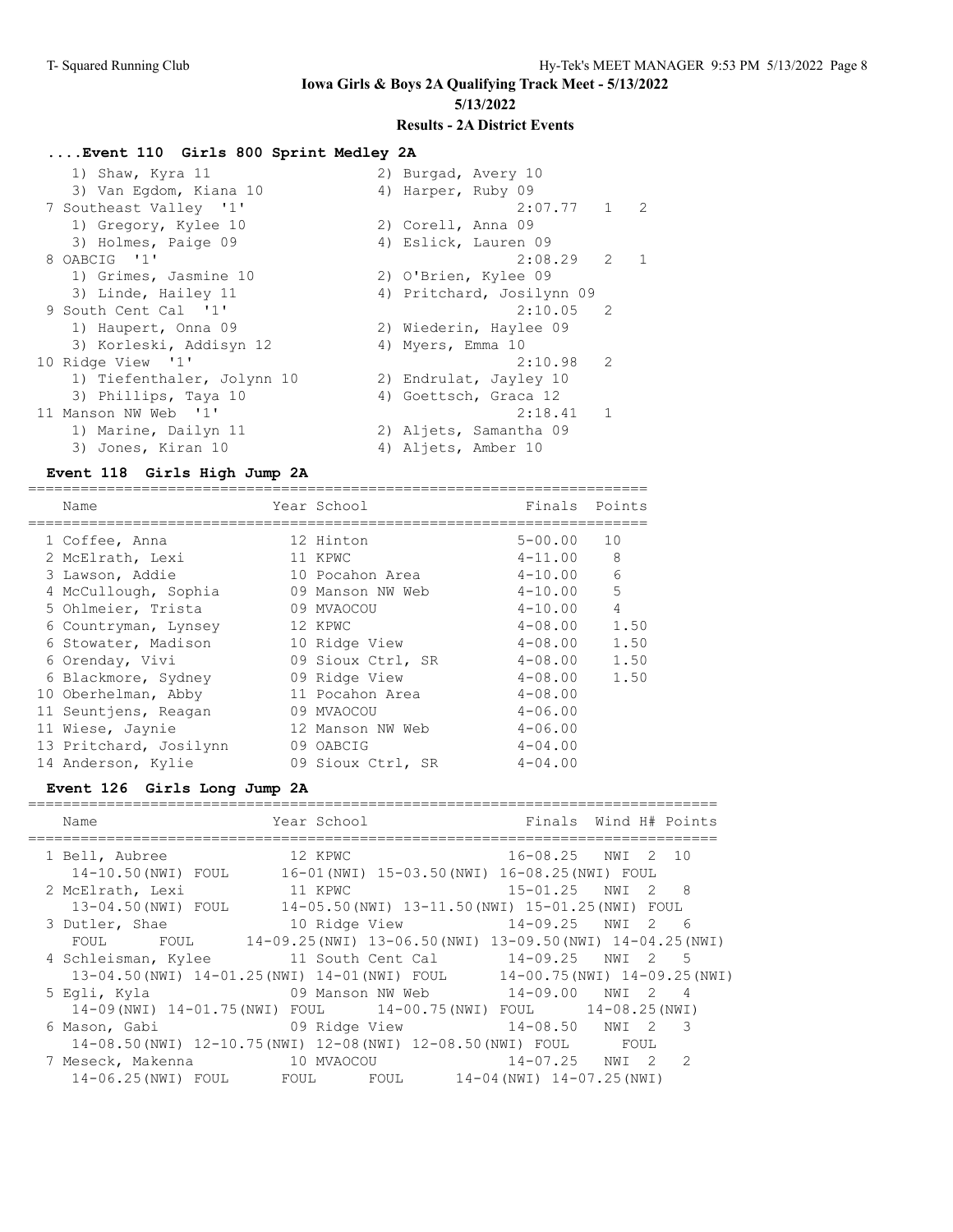# Iowa Girls & Boys 2A Qualifying Track Meet - 5/13/2022

**5/13/2022**

**Results - 2A District Events**

### ....Event 110 Girls 800 Sprint Medley 2A

```
    1) Shaw, Kyra 11                   2) Burgad, Avery 10
    3) Van Egdom, Kiana 10             4) Harper, Ruby 09
 7 Southeast Valley  '1'                        2:07.77   1   2
    1) Gregory, Kylee 10               2) Corell, Anna 09
    3) Holmes, Paige 09                4) Eslick, Lauren 09
 8 OABCIG  '1'                                  2:08.29   2   1
    1) Grimes, Jasmine 10              2) O'Brien, Kylee 09
    3) Linde, Hailey 11                4) Pritchard, Josilynn 09
 9 South Cent Cal  '1'                          2:10.05   2
    1) Haupert, Onna 09                2) Wiederin, Haylee 09
    3) Korleski, Addisyn 12            4) Myers, Emma 10
10 Ridge View  '1'                              2:10.98   2
    1) Tiefenthaler, Jolynn 10         2) Endrulat, Jayley 10
    3) Phillips, Taya 10               4) Goettsch, Graca 12
11 Manson NW Web  '1'                           2:18.41   1
    1) Marine, Dailyn 11               2) Aljets, Samantha 09
    3) Jones, Kiran 10                 4) Aljets, Amber 10
```

### Event 118 Girls High Jump 2A

| | Name | Year | School | Finals | Points |
|---|---|---|---|---|---|
| 1 | Coffee, Anna | 12 | Hinton | 5-00.00 | 10 |
| 2 | McElrath, Lexi | 11 | KPWC | 4-11.00 | 8 |
| 3 | Lawson, Addie | 10 | Pocahon Area | 4-10.00 | 6 |
| 4 | McCullough, Sophia | 09 | Manson NW Web | 4-10.00 | 5 |
| 5 | Ohlmeier, Trista | 09 | MVAOCOU | 4-10.00 | 4 |
| 6 | Countryman, Lynsey | 12 | KPWC | 4-08.00 | 1.50 |
| 6 | Stowater, Madison | 10 | Ridge View | 4-08.00 | 1.50 |
| 6 | Orenday, Vivi | 09 | Sioux Ctrl, SR | 4-08.00 | 1.50 |
| 6 | Blackmore, Sydney | 09 | Ridge View | 4-08.00 | 1.50 |
| 10 | Oberhelman, Abby | 11 | Pocahon Area | 4-08.00 | |
| 11 | Seuntjens, Reagan | 09 | MVAOCOU | 4-06.00 | |
| 11 | Wiese, Jaynie | 12 | Manson NW Web | 4-06.00 | |
| 13 | Pritchard, Josilynn | 09 | OABCIG | 4-04.00 | |
| 14 | Anderson, Kylie | 09 | Sioux Ctrl, SR | 4-04.00 | |

### Event 126 Girls Long Jump 2A

```
==============================================================================
   Name                    Year School                Finals  Wind H# Points
==============================================================================
 1 Bell, Aubree             12 KPWC                  16-08.25   NWI  2  10
   14-10.50(NWI) FOUL      16-01(NWI) 15-03.50(NWI) 16-08.25(NWI) FOUL
 2 McElrath, Lexi           11 KPWC                  15-01.25   NWI  2   8
   13-04.50(NWI) FOUL      14-05.50(NWI) 13-11.50(NWI) 15-01.25(NWI) FOUL
 3 Dutler, Shae             10 Ridge View            14-09.25   NWI  2   6
   FOUL      FOUL      14-09.25(NWI) 13-06.50(NWI) 13-09.50(NWI) 14-04.25(NWI)
 4 Schleisman, Kylee        11 South Cent Cal        14-09.25   NWI  2   5
   13-04.50(NWI) 14-01.25(NWI) 14-01(NWI) FOUL      14-00.75(NWI) 14-09.25(NWI)
 5 Egli, Kyla               09 Manson NW Web         14-09.00   NWI  2   4
   14-09(NWI) 14-01.75(NWI) FOUL      14-00.75(NWI) FOUL      14-08.25(NWI)
 6 Mason, Gabi              09 Ridge View            14-08.50   NWI  2   3
   14-08.50(NWI) 12-10.75(NWI) 12-08(NWI) 12-08.50(NWI) FOUL      FOUL
 7 Meseck, Makenna          10 MVAOCOU               14-07.25   NWI  2   2
   14-06.25(NWI) FOUL      FOUL      FOUL      14-04(NWI) 14-07.25(NWI)
```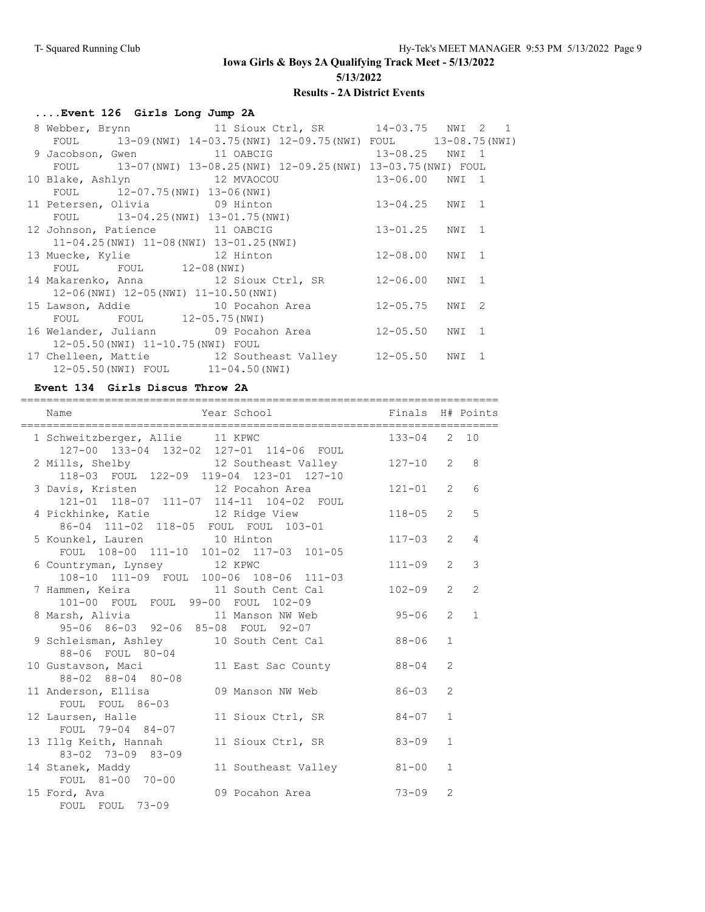Iowa Girls & Boys 2A Qualifying Track Meet - 5/13/2022

5/13/2022

**Results - 2A District Events**

### ....Event 126 Girls Long Jump 2A

```
  8 Webber, Brynn              11 Sioux Ctrl, SR        14-03.75   NWI  2    1
     FOUL      13-09(NWI) 14-03.75(NWI) 12-09.75(NWI) FOUL      13-08.75(NWI)
  9 Jacobson, Gwen             11 OABCIG                13-08.25   NWI  1
     FOUL      13-07(NWI) 13-08.25(NWI) 12-09.25(NWI) 13-03.75(NWI) FOUL
 10 Blake, Ashlyn              12 MVAOCOU               13-06.00   NWI  1
     FOUL      12-07.75(NWI) 13-06(NWI)
 11 Petersen, Olivia           09 Hinton                13-04.25   NWI  1
     FOUL      13-04.25(NWI) 13-01.75(NWI)
 12 Johnson, Patience          11 OABCIG                13-01.25   NWI  1
     11-04.25(NWI) 11-08(NWI) 13-01.25(NWI)
 13 Muecke, Kylie              12 Hinton                12-08.00   NWI  1
     FOUL      FOUL      12-08(NWI)
 14 Makarenko, Anna            12 Sioux Ctrl, SR        12-06.00   NWI  1
     12-06(NWI) 12-05(NWI) 11-10.50(NWI)
 15 Lawson, Addie              10 Pocahon Area          12-05.75   NWI  2
     FOUL      FOUL      12-05.75(NWI)
 16 Welander, Juliann          09 Pocahon Area          12-05.50   NWI  1
     12-05.50(NWI) 11-10.75(NWI) FOUL
 17 Chelleen, Mattie           12 Southeast Valley      12-05.50   NWI  1
     12-05.50(NWI) FOUL      11-04.50(NWI)
```

### Event 134 Girls Discus Throw 2A

```
==========================================================================
    Name                    Year School                 Finals  H# Points
==========================================================================
  1 Schweitzberger, Allie      11 KPWC                  133-04   2  10
     127-00  133-04  132-02  127-01  114-06  FOUL
  2 Mills, Shelby              12 Southeast Valley      127-10   2   8
     118-03  FOUL  122-09  119-04  123-01  127-10
  3 Davis, Kristen             12 Pocahon Area          121-01   2   6
     121-01  118-07  111-07  114-11  104-02  FOUL
  4 Pickhinke, Katie           12 Ridge View            118-05   2   5
     86-04  111-02  118-05  FOUL  FOUL  103-01
  5 Kounkel, Lauren            10 Hinton                117-03   2   4
     FOUL  108-00  111-10  101-02  117-03  101-05
  6 Countryman, Lynsey         12 KPWC                  111-09   2   3
     108-10  111-09  FOUL  100-06  108-06  111-03
  7 Hammen, Keira              11 South Cent Cal        102-09   2   2
     101-00  FOUL  FOUL  99-00  FOUL  102-09
  8 Marsh, Alivia              11 Manson NW Web          95-06   2   1
     95-06  86-03  92-06  85-08  FOUL  92-07
  9 Schleisman, Ashley         10 South Cent Cal         88-06   1
     88-06  FOUL  80-04
 10 Gustavson, Maci            11 East Sac County        88-04   2
     88-02  88-04  80-08
 11 Anderson, Ellisa           09 Manson NW Web          86-03   2
     FOUL  FOUL  86-03
 12 Laursen, Halle             11 Sioux Ctrl, SR         84-07   1
     FOUL  79-04  84-07
 13 Illg Keith, Hannah         11 Sioux Ctrl, SR         83-09   1
     83-02  73-09  83-09
 14 Stanek, Maddy              11 Southeast Valley       81-00   1
     FOUL  81-00  70-00
 15 Ford, Ava                  09 Pocahon Area           73-09   2
     FOUL  FOUL  73-09
```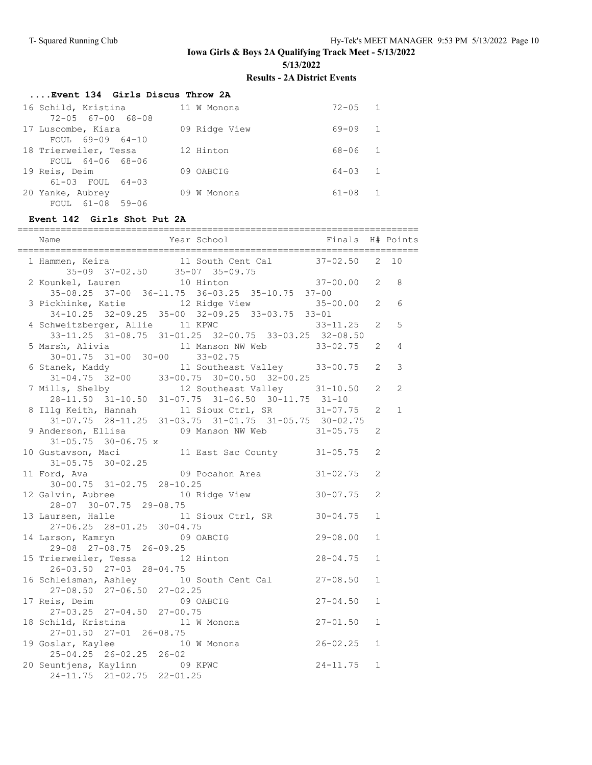# Iowa Girls & Boys 2A Qualifying Track Meet - 5/13/2022

5/13/2022

## Results - 2A District Events

### ....Event 134 Girls Discus Throw 2A

| Place | Name | Year | School | Finals | H# | Points |
|---|---|---|---|---|---|---|
| 16 | Schild, Kristina | 11 | W Monona | 72-05 | 1 | |
| | 72-05 67-00 68-08 | | | | | |
| 17 | Luscombe, Kiara | 09 | Ridge View | 69-09 | 1 | |
| | FOUL 69-09 64-10 | | | | | |
| 18 | Trierweiler, Tessa | 12 | Hinton | 68-06 | 1 | |
| | FOUL 64-06 68-06 | | | | | |
| 19 | Reis, Deim | 09 | OABCIG | 64-03 | 1 | |
| | 61-03 FOUL 64-03 | | | | | |
| 20 | Yanke, Aubrey | 09 | W Monona | 61-08 | 1 | |
| | FOUL 61-08 59-06 | | | | | |

### Event 142 Girls Shot Put 2A

| Place | Name | Year | School | Finals | H# | Points |
|---|---|---|---|---|---|---|
| 1 | Hammen, Keira | 11 | South Cent Cal | 37-02.50 | 2 | 10 |
| | 35-09 37-02.50 35-07 35-09.75 | | | | | |
| 2 | Kounkel, Lauren | 10 | Hinton | 37-00.00 | 2 | 8 |
| | 35-08.25 37-00 36-11.75 36-03.25 35-10.75 37-00 | | | | | |
| 3 | Pickhinke, Katie | 12 | Ridge View | 35-00.00 | 2 | 6 |
| | 34-10.25 32-09.25 35-00 32-09.25 33-03.75 33-01 | | | | | |
| 4 | Schweitzberger, Allie | 11 | KPWC | 33-11.25 | 2 | 5 |
| | 33-11.25 31-08.75 31-01.25 32-00.75 33-03.25 32-08.50 | | | | | |
| 5 | Marsh, Alivia | 11 | Manson NW Web | 33-02.75 | 2 | 4 |
| | 30-01.75 31-00 30-00 33-02.75 | | | | | |
| 6 | Stanek, Maddy | 11 | Southeast Valley | 33-00.75 | 2 | 3 |
| | 31-04.75 32-00 33-00.75 30-00.50 32-00.25 | | | | | |
| 7 | Mills, Shelby | 12 | Southeast Valley | 31-10.50 | 2 | 2 |
| | 28-11.50 31-10.50 31-07.75 31-06.50 30-11.75 31-10 | | | | | |
| 8 | Illg Keith, Hannah | 11 | Sioux Ctrl, SR | 31-07.75 | 2 | 1 |
| | 31-07.75 28-11.25 31-03.75 31-01.75 31-05.75 30-02.75 | | | | | |
| 9 | Anderson, Ellisa | 09 | Manson NW Web | 31-05.75 | 2 | |
| | 31-05.75 30-06.75 x | | | | | |
| 10 | Gustavson, Maci | 11 | East Sac County | 31-05.75 | 2 | |
| | 31-05.75 30-02.25 | | | | | |
| 11 | Ford, Ava | 09 | Pocahon Area | 31-02.75 | 2 | |
| | 30-00.75 31-02.75 28-10.25 | | | | | |
| 12 | Galvin, Aubree | 10 | Ridge View | 30-07.75 | 2 | |
| | 28-07 30-07.75 29-08.75 | | | | | |
| 13 | Laursen, Halle | 11 | Sioux Ctrl, SR | 30-04.75 | 1 | |
| | 27-06.25 28-01.25 30-04.75 | | | | | |
| 14 | Larson, Kamryn | 09 | OABCIG | 29-08.00 | 1 | |
| | 29-08 27-08.75 26-09.25 | | | | | |
| 15 | Trierweiler, Tessa | 12 | Hinton | 28-04.75 | 1 | |
| | 26-03.50 27-03 28-04.75 | | | | | |
| 16 | Schleisman, Ashley | 10 | South Cent Cal | 27-08.50 | 1 | |
| | 27-08.50 27-06.50 27-02.25 | | | | | |
| 17 | Reis, Deim | 09 | OABCIG | 27-04.50 | 1 | |
| | 27-03.25 27-04.50 27-00.75 | | | | | |
| 18 | Schild, Kristina | 11 | W Monona | 27-01.50 | 1 | |
| | 27-01.50 27-01 26-08.75 | | | | | |
| 19 | Goslar, Kaylee | 10 | W Monona | 26-02.25 | 1 | |
| | 25-04.25 26-02.25 26-02 | | | | | |
| 20 | Seuntjens, Kaylinn | 09 | KPWC | 24-11.75 | 1 | |
| | 24-11.75 21-02.75 22-01.25 | | | | | |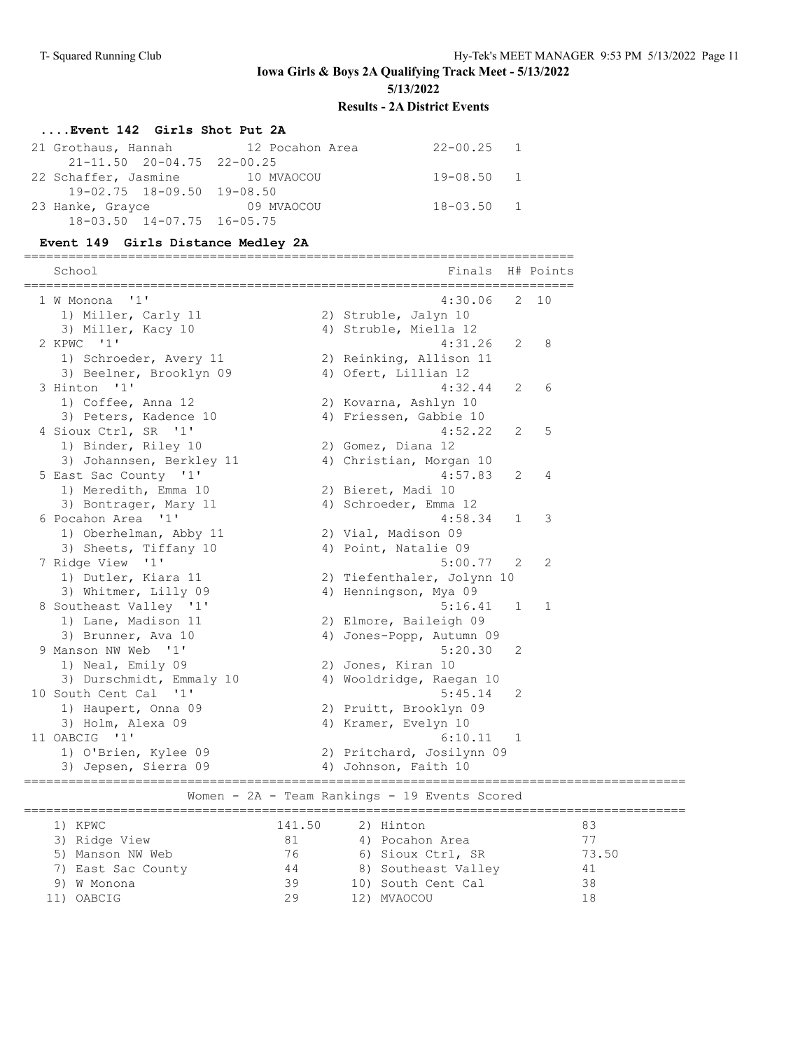# Iowa Girls & Boys 2A Qualifying Track Meet - 5/13/2022

5/13/2022

**Results - 2A District Events**

### ....Event 142 Girls Shot Put 2A

| Place | Name | Yr | School | Finals | H# |
|---|---|---|---|---|---|
| 21 | Grothaus, Hannah | 12 | Pocahon Area | 22-00.25 | 1 |
| | 21-11.50 20-04.75 22-00.25 | | | | |
| 22 | Schaffer, Jasmine | 10 | MVAOCOU | 19-08.50 | 1 |
| | 19-02.75 18-09.50 19-08.50 | | | | |
| 23 | Hanke, Grayce | 09 | MVAOCOU | 18-03.50 | 1 |
| | 18-03.50 14-07.75 16-05.75 | | | | |

### Event 149 Girls Distance Medley 2A

| Place | School | Finals | H# | Points |
|---|---|---|---|---|
| 1 | W Monona '1' | 4:30.06 | 2 | 10 |
| | 1) Miller, Carly 11; 2) Struble, Jalyn 10; 3) Miller, Kacy 10; 4) Struble, Miella 12 | | | |
| 2 | KPWC '1' | 4:31.26 | 2 | 8 |
| | 1) Schroeder, Avery 11; 2) Reinking, Allison 11; 3) Beelner, Brooklyn 09; 4) Ofert, Lillian 12 | | | |
| 3 | Hinton '1' | 4:32.44 | 2 | 6 |
| | 1) Coffee, Anna 12; 2) Kovarna, Ashlyn 10; 3) Peters, Kadence 10; 4) Friessen, Gabbie 10 | | | |
| 4 | Sioux Ctrl, SR '1' | 4:52.22 | 2 | 5 |
| | 1) Binder, Riley 10; 2) Gomez, Diana 12; 3) Johannsen, Berkley 11; 4) Christian, Morgan 10 | | | |
| 5 | East Sac County '1' | 4:57.83 | 2 | 4 |
| | 1) Meredith, Emma 10; 2) Biieret, Madi 10; 3) Bontrager, Mary 11; 4) Schroeder, Emma 12 | | | |
| 6 | Pocahon Area '1' | 4:58.34 | 1 | 3 |
| | 1) Oberhelman, Abby 11; 2) Vial, Madison 09; 3) Sheets, Tiffany 10; 4) Point, Natalie 09 | | | |
| 7 | Ridge View '1' | 5:00.77 | 2 | 2 |
| | 1) Dutler, Kiara 11; 2) Tiefenthaler, Jolynn 10; 3) Whitmer, Lilly 09; 4) Henningson, Mya 09 | | | |
| 8 | Southeast Valley '1' | 5:16.41 | 1 | 1 |
| | 1) Lane, Madison 11; 2) Elmore, Baileigh 09; 3) Brunner, Ava 10; 4) Jones-Popp, Autumn 09 | | | |
| 9 | Manson NW Web '1' | 5:20.30 | 2 | |
| | 1) Neal, Emily 09; 2) Jones, Kiran 10; 3) Durschmidt, Emmaly 10; 4) Wooldridge, Raegan 10 | | | |
| 10 | South Cent Cal '1' | 5:45.14 | 2 | |
| | 1) Haupert, Onna 09; 2) Pruitt, Brooklyn 09; 3) Holm, Alexa 09; 4) Kramer, Evelyn 10 | | | |
| 11 | OABCIG '1' | 6:10.11 | 1 | |
| | 1) O'Brien, Kylee 09; 2) Pritchard, Josilynn 09; 3) Jepsen, Sierra 09; 4) Johnson, Faith 10 | | | |

### Women - 2A - Team Rankings - 19 Events Scored

| Rank | Team | Points | Rank | Team | Points |
|---|---|---|---|---|---|
| 1) | KPWC | 141.50 | 2) | Hinton | 83 |
| 3) | Ridge View | 81 | 4) | Pocahon Area | 77 |
| 5) | Manson NW Web | 76 | 6) | Sioux Ctrl, SR | 73.50 |
| 7) | East Sac County | 44 | 8) | Southeast Valley | 41 |
| 9) | W Monona | 39 | 10) | South Cent Cal | 38 |
| 11) | OABCIG | 29 | 12) | MVAOCOU | 18 |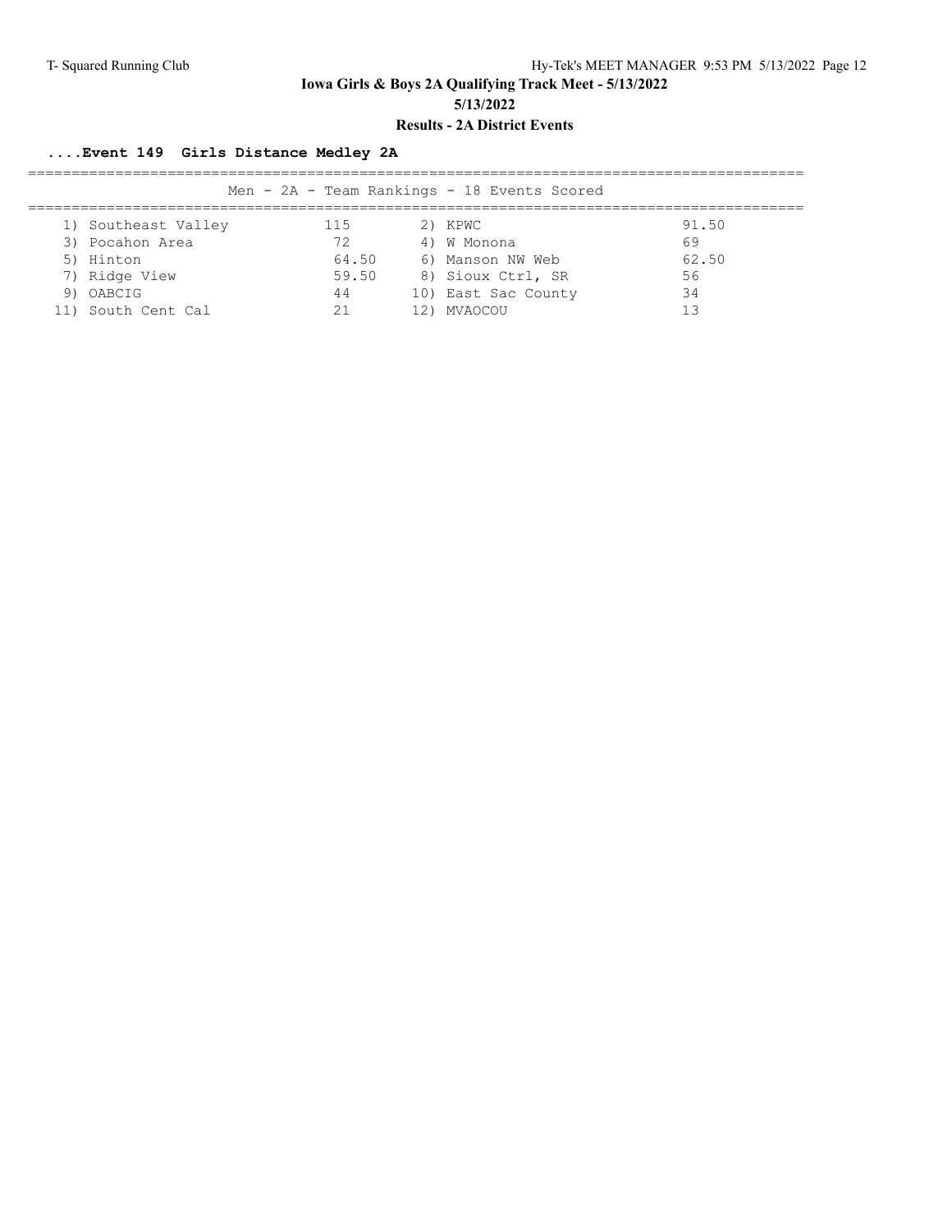## ....Event 149 Girls Distance Medley 2A

### Men - 2A - Team Rankings - 18 Events Scored

| | | | |
|---|---|---|---|
| 1) Southeast Valley | 115 | 2) KPWC | 91.50 |
| 3) Pocahon Area | 72 | 4) W Monona | 69 |
| 5) Hinton | 64.50 | 6) Manson NW Web | 62.50 |
| 7) Ridge View | 59.50 | 8) Sioux Ctrl, SR | 56 |
| 9) OABCIG | 44 | 10) East Sac County | 34 |
| 11) South Cent Cal | 21 | 12) MVAOCOU | 13 |